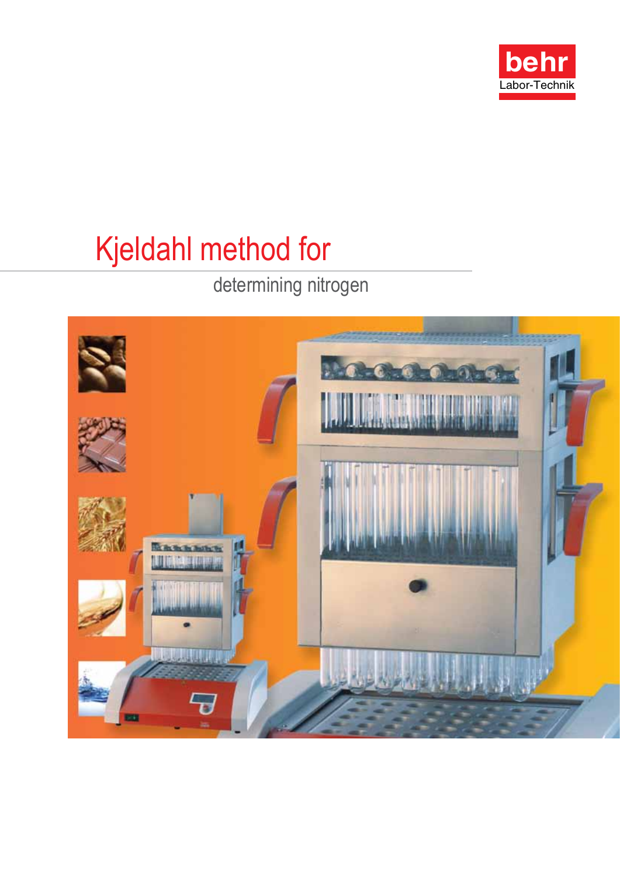behr
Labor-Technik

# Kjeldahl method for

## determining nitrogen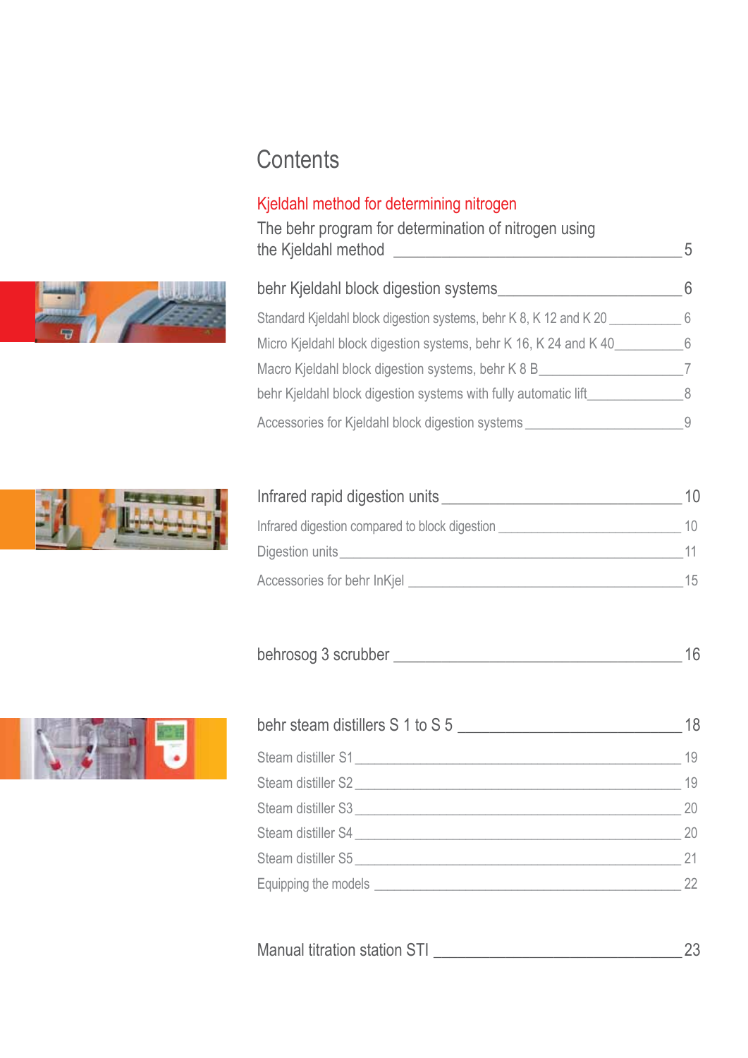# Contents

## Kjeldahl method for determining nitrogen

The behr program for determination of nitrogen using the Kjeldahl method ____ 5

**behr Kjeldahl block digestion systems ____ 6**

- Standard Kjeldahl block digestion systems, behr K 8, K 12 and K 20 ____ 6
- Micro Kjeldahl block digestion systems, behr K 16, K 24 and K 40 ____ 6
- Macro Kjeldahl block digestion systems, behr K 8 B ____ 7
- behr Kjeldahl block digestion systems with fully automatic lift ____ 8
- Accessories for Kjeldahl block digestion systems ____ 9

**Infrared rapid digestion units ____ 10**

- Infrared digestion compared to block digestion ____ 10
- Digestion units ____ 11
- Accessories for behr InKjel ____ 15

**behrosog 3 scrubber ____ 16**

**behr steam distillers S 1 to S 5 ____ 18**

- Steam distiller S1 ____ 19
- Steam distiller S2 ____ 19
- Steam distiller S3 ____ 20
- Steam distiller S4 ____ 20
- Steam distiller S5 ____ 21
- Equipping the models ____ 22

**Manual titration station STI ____ 23**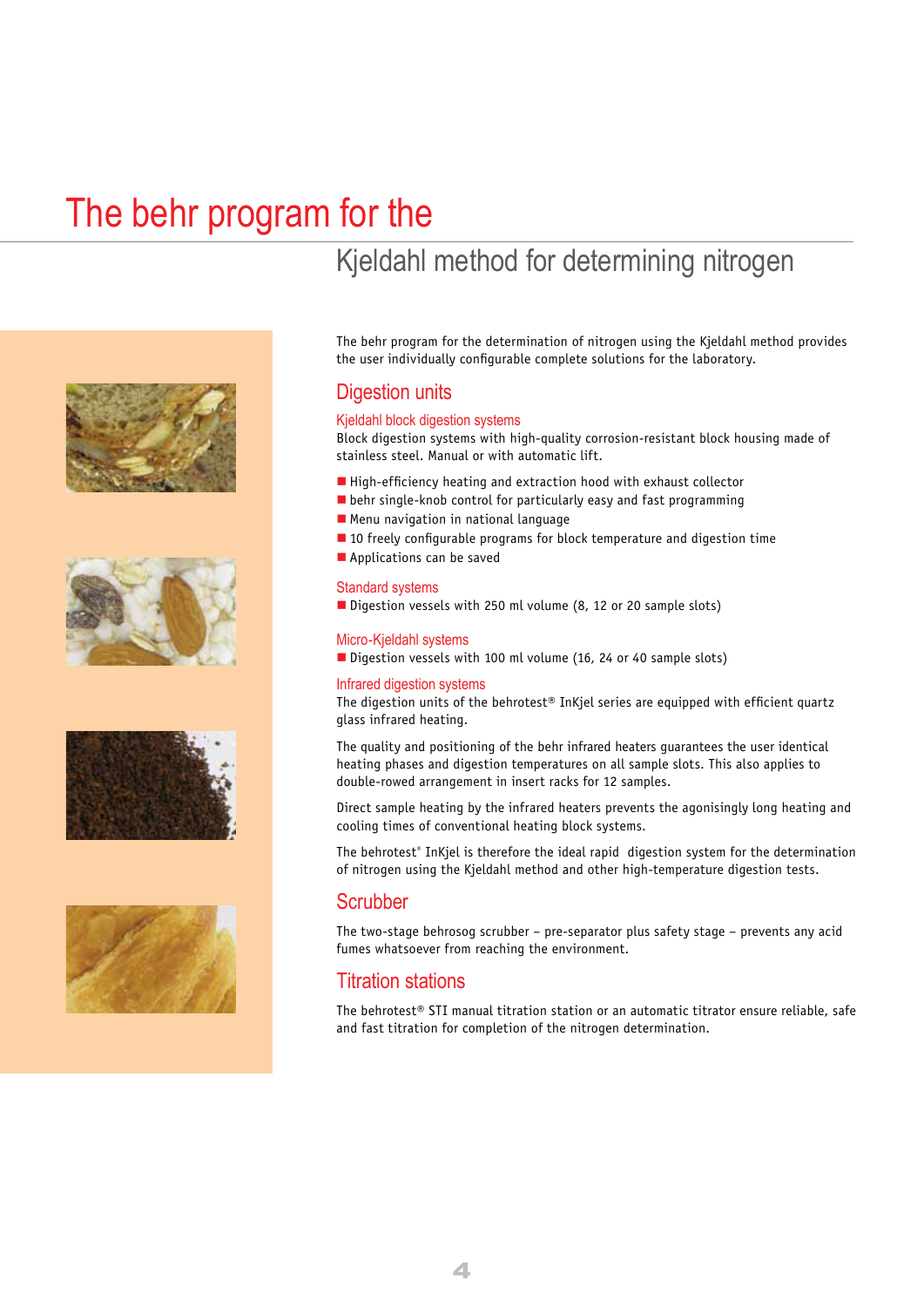# The behr program for the Kjeldahl method for determining nitrogen

The behr program for the determination of nitrogen using the Kjeldahl method provides the user individually configurable complete solutions for the laboratory.

## Digestion units

### Kjeldahl block digestion systems

Block digestion systems with high-quality corrosion-resistant block housing made of stainless steel. Manual or with automatic lift.

- High-efficiency heating and extraction hood with exhaust collector
- behr single-knob control for particularly easy and fast programming
- Menu navigation in national language
- 10 freely configurable programs for block temperature and digestion time
- Applications can be saved

### Standard systems

- Digestion vessels with 250 ml volume (8, 12 or 20 sample slots)

### Micro-Kjeldahl systems

- Digestion vessels with 100 ml volume (16, 24 or 40 sample slots)

### Infrared digestion systems

The digestion units of the behrotest® InKjel series are equipped with efficient quartz glass infrared heating.

The quality and positioning of the behr infrared heaters guarantees the user identical heating phases and digestion temperatures on all sample slots. This also applies to double-rowed arrangement in insert racks for 12 samples.

Direct sample heating by the infrared heaters prevents the agonisingly long heating and cooling times of conventional heating block systems.

The behrotest® InKjel is therefore the ideal rapid digestion system for the determination of nitrogen using the Kjeldahl method and other high-temperature digestion tests.

## Scrubber

The two-stage behrosog scrubber – pre-separator plus safety stage – prevents any acid fumes whatsoever from reaching the environment.

## Titration stations

The behrotest® STI manual titration station or an automatic titrator ensure reliable, safe and fast titration for completion of the nitrogen determination.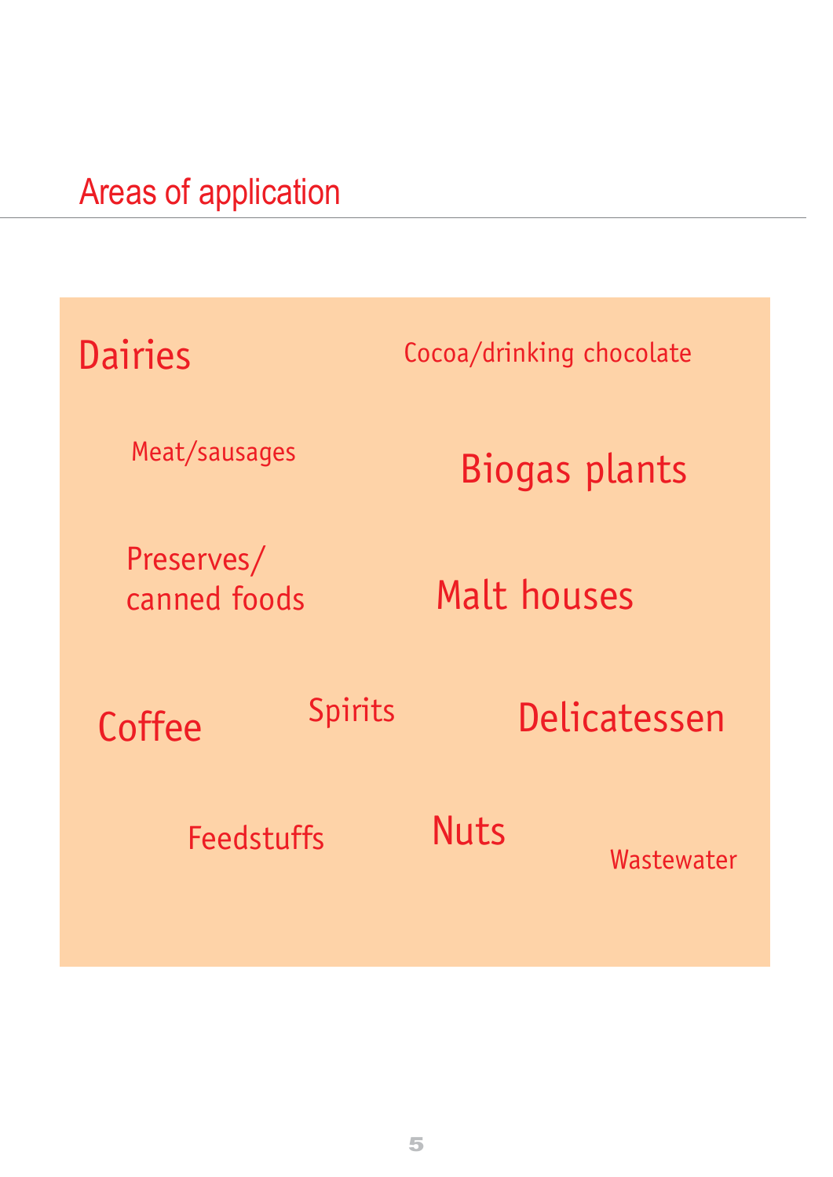# Areas of application

Dairies

Cocoa/drinking chocolate

Meat/sausages

Biogas plants

Preserves/
canned foods

Malt houses

Coffee

Spirits

Delicatessen

Feedstuffs

Nuts

Wastewater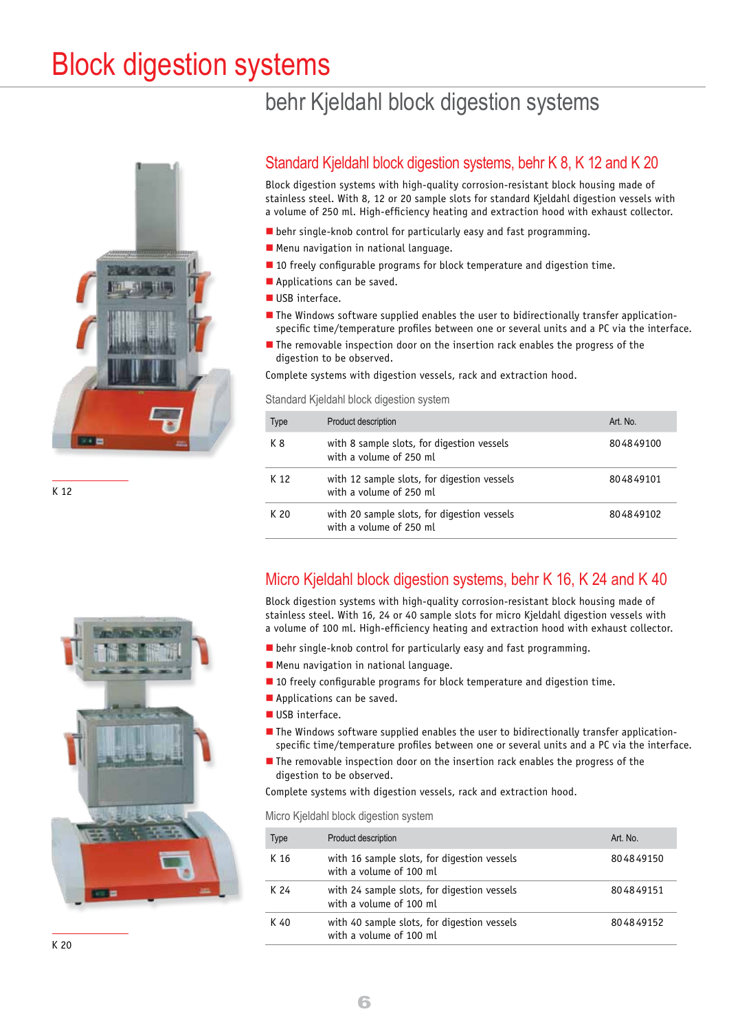# Block digestion systems

## behr Kjeldahl block digestion systems

### Standard Kjeldahl block digestion systems, behr K 8, K 12 and K 20

Block digestion systems with high-quality corrosion-resistant block housing made of stainless steel. With 8, 12 or 20 sample slots for standard Kjeldahl digestion vessels with a volume of 250 ml. High-efficiency heating and extraction hood with exhaust collector.

- behr single-knob control for particularly easy and fast programming.
- Menu navigation in national language.
- 10 freely configurable programs for block temperature and digestion time.
- Applications can be saved.
- USB interface.
- The Windows software supplied enables the user to bidirectionally transfer application-specific time/temperature profiles between one or several units and a PC via the interface.
- The removable inspection door on the insertion rack enables the progress of the digestion to be observed.

Complete systems with digestion vessels, rack and extraction hood.

K 12

Standard Kjeldahl block digestion system

| Type | Product description | Art. No. |
|---|---|---|
| K 8 | with 8 sample slots, for digestion vessels with a volume of 250 ml | 804849100 |
| K 12 | with 12 sample slots, for digestion vessels with a volume of 250 ml | 804849101 |
| K 20 | with 20 sample slots, for digestion vessels with a volume of 250 ml | 804849102 |

### Micro Kjeldahl block digestion systems, behr K 16, K 24 and K 40

Block digestion systems with high-quality corrosion-resistant block housing made of stainless steel. With 16, 24 or 40 sample slots for micro Kjeldahl digestion vessels with a volume of 100 ml. High-efficiency heating and extraction hood with exhaust collector.

- behr single-knob control for particularly easy and fast programming.
- Menu navigation in national language.
- 10 freely configurable programs for block temperature and digestion time.
- Applications can be saved.
- USB interface.
- The Windows software supplied enables the user to bidirectionally transfer application-specific time/temperature profiles between one or several units and a PC via the interface.
- The removable inspection door on the insertion rack enables the progress of the digestion to be observed.

Complete systems with digestion vessels, rack and extraction hood.

K 20

Micro Kjeldahl block digestion system

| Type | Product description | Art. No. |
|---|---|---|
| K 16 | with 16 sample slots, for digestion vessels with a volume of 100 ml | 804849150 |
| K 24 | with 24 sample slots, for digestion vessels with a volume of 100 ml | 804849151 |
| K 40 | with 40 sample slots, for digestion vessels with a volume of 100 ml | 804849152 |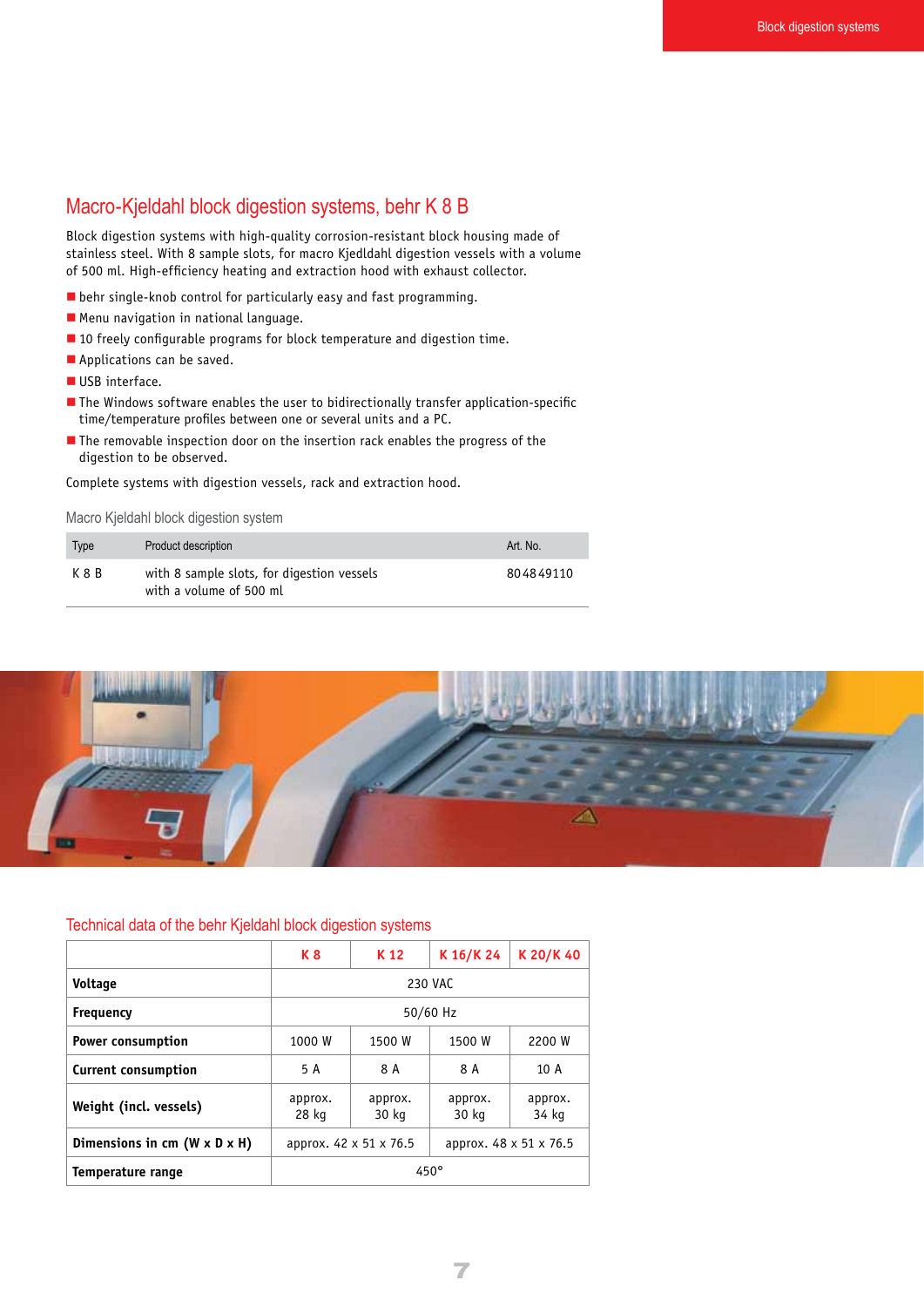## Macro-Kjeldahl block digestion systems, behr K 8 B

Block digestion systems with high-quality corrosion-resistant block housing made of stainless steel. With 8 sample slots, for macro Kjedldahl digestion vessels with a volume of 500 ml. High-efficiency heating and extraction hood with exhaust collector.

- behr single-knob control for particularly easy and fast programming.
- Menu navigation in national language.
- 10 freely configurable programs for block temperature and digestion time.
- Applications can be saved.
- USB interface.
- The Windows software enables the user to bidirectionally transfer application-specific time/temperature profiles between one or several units and a PC.
- The removable inspection door on the insertion rack enables the progress of the digestion to be observed.

Complete systems with digestion vessels, rack and extraction hood.

### Macro Kjeldahl block digestion system

| Type | Product description | Art. No. |
|---|---|---|
| K 8 B | with 8 sample slots, for digestion vessels with a volume of 500 ml | 80484911O |

## Technical data of the behr Kjeldahl block digestion systems

| | K 8 | K 12 | K 16/K 24 | K 20/K 40 |
|---|---|---|---|---|
| **Voltage** | 230 VAC | | | |
| **Frequency** | 50/60 Hz | | | |
| **Power consumption** | 1000 W | 1500 W | 1500 W | 2200 W |
| **Current consumption** | 5 A | 8 A | 8 A | 10 A |
| **Weight (incl. vessels)** | approx. 28 kg | approx. 30 kg | approx. 30 kg | approx. 34 kg |
| **Dimensions in cm (W x D x H)** | approx. 42 x 51 x 76.5 | | approx. 48 x 51 x 76.5 | |
| **Temperature range** | 450° | | | |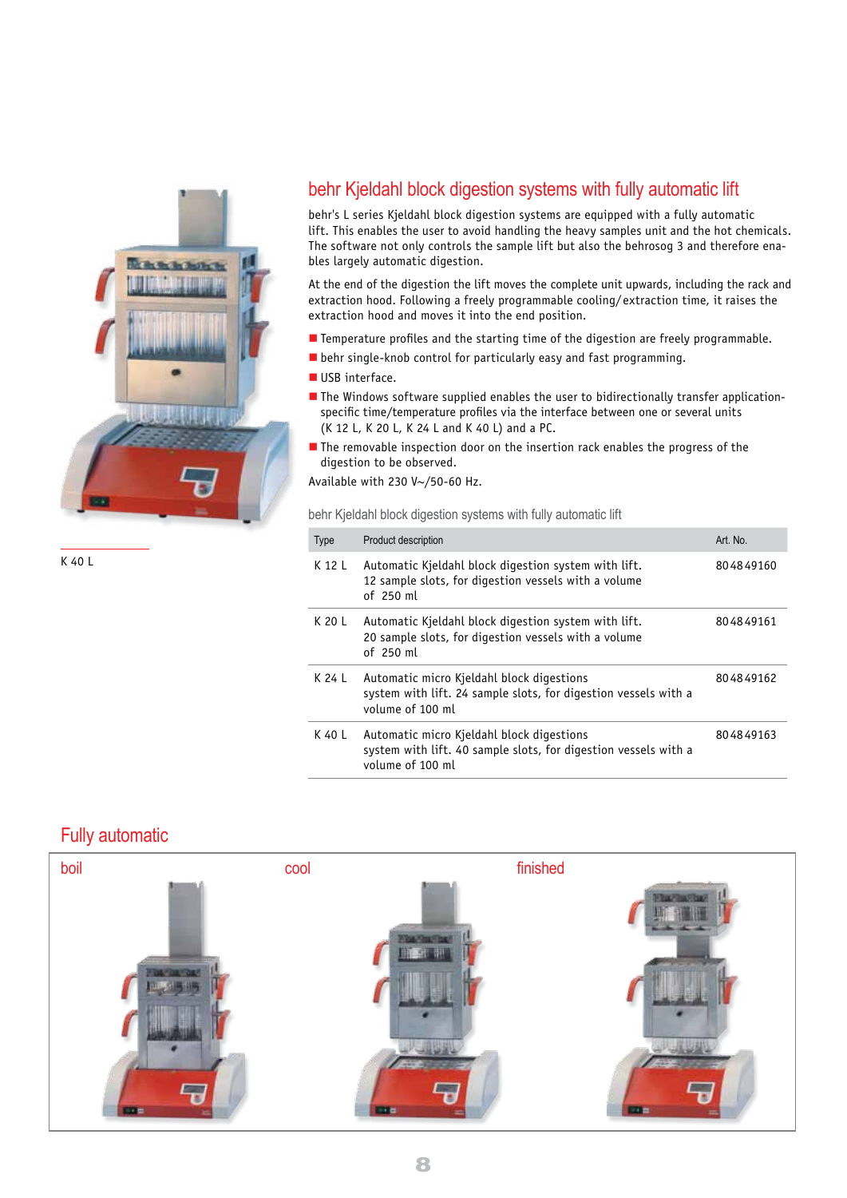K 40 L

## behr Kjeldahl block digestion systems with fully automatic lift

behr's L series Kjeldahl block digestion systems are equipped with a fully automatic lift. This enables the user to avoid handling the heavy samples unit and the hot chemicals. The software not only controls the sample lift but also the behrosog 3 and therefore enables largely automatic digestion.

At the end of the digestion the lift moves the complete unit upwards, including the rack and extraction hood. Following a freely programmable cooling/extraction time, it raises the extraction hood and moves it into the end position.

- Temperature profiles and the starting time of the digestion are freely programmable.
- behr single-knob control for particularly easy and fast programming.
- USB interface.
- The Windows software supplied enables the user to bidirectionally transfer application-specific time/temperature profiles via the interface between one or several units (K 12 L, K 20 L, K 24 L and K 40 L) and a PC.
- The removable inspection door on the insertion rack enables the progress of the digestion to be observed.

Available with 230 V~/50-60 Hz.

behr Kjeldahl block digestion systems with fully automatic lift

| Type | Product description | Art. No. |
|---|---|---|
| K 12 L | Automatic Kjeldahl block digestion system with lift. 12 sample slots, for digestion vessels with a volume of 250 ml | 80 48 49160 |
| K 20 L | Automatic Kjeldahl block digestion system with lift. 20 sample slots, for digestion vessels with a volume of 250 ml | 80 48 49161 |
| K 24 L | Automatic micro Kjeldahl block digestions system with lift. 24 sample slots, for digestion vessels with a volume of 100 ml | 80 48 49162 |
| K 40 L | Automatic micro Kjeldahl block digestions system with lift. 40 sample slots, for digestion vessels with a volume of 100 ml | 80 48 49163 |

## Fully automatic

boil

cool

finished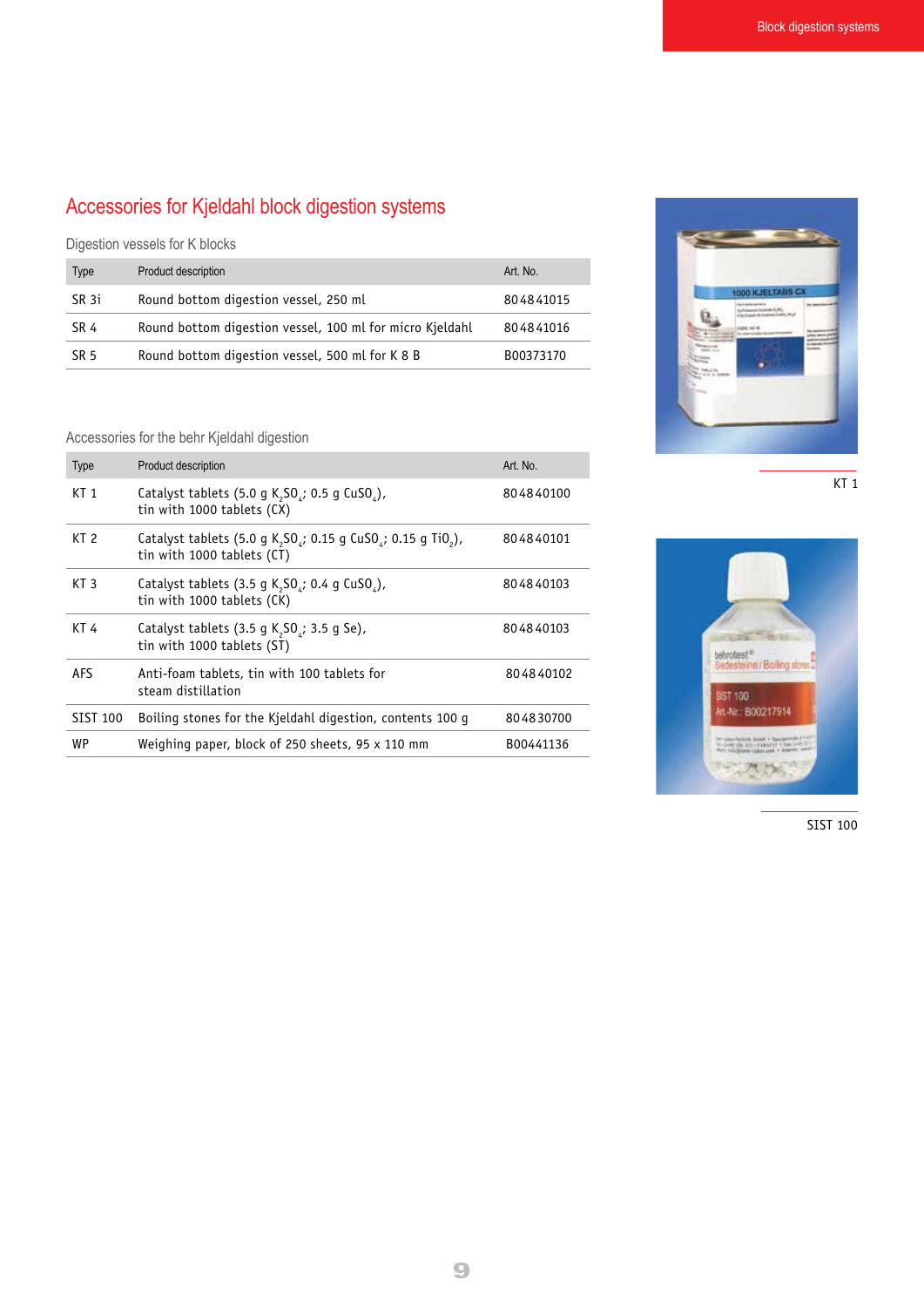# Accessories for Kjeldahl block digestion systems

## Digestion vessels for K blocks

| Type | Product description | Art. No. |
|---|---|---|
| SR 3i | Round bottom digestion vessel, 250 ml | 80484 1015 |
| SR 4 | Round bottom digestion vessel, 100 ml for micro Kjeldahl | 80484 1016 |
| SR 5 | Round bottom digestion vessel, 500 ml for K 8 B | B00373170 |

## Accessories for the behr Kjeldahl digestion

| Type | Product description | Art. No. |
|---|---|---|
| KT 1 | Catalyst tablets (5.0 g $K_2SO_4$; 0.5 g $CuSO_4$), tin with 1000 tablets (CX) | 80484 0100 |
| KT 2 | Catalyst tablets (5.0 g $K_2SO_4$; 0.15 g $CuSO_4$; 0.15 g $TiO_2$), tin with 1000 tablets (CT) | 80484 0101 |
| KT 3 | Catalyst tablets (3.5 g $K_2SO_4$; 0.4 g $CuSO_4$), tin with 1000 tablets (CK) | 80484 0103 |
| KT 4 | Catalyst tablets (3.5 g $K_2SO_4$; 3.5 g Se), tin with 1000 tablets (ST) | 80484 0103 |
| AFS | Anti-foam tablets, tin with 100 tablets for steam distillation | 80484 0102 |
| SIST 100 | Boiling stones for the Kjeldahl digestion, contents 100 g | 80483 0700 |
| WP | Weighing paper, block of 250 sheets, 95 x 110 mm | B00441136 |

KT 1

SIST 100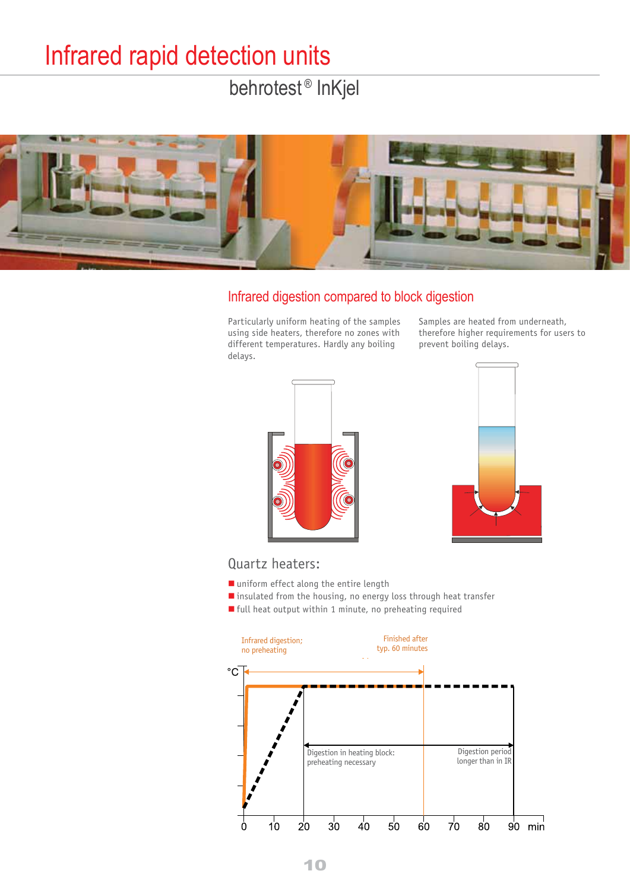# Infrared rapid detection units

## behrotest® InKjel

### Infrared digestion compared to block digestion

Particularly uniform heating of the samples using side heaters, therefore no zones with different temperatures. Hardly any boiling delays.

Samples are heated from underneath, therefore higher requirements for users to prevent boiling delays.

### Quartz heaters:

- uniform effect along the entire length
- insulated from the housing, no energy loss through heat transfer
- full heat output within 1 minute, no preheating required

Infrared digestion; no preheating

Finished after typ. 60 minutes

Digestion in heating block: preheating necessary

Digestion period longer than in IR

°C

0 10 20 30 40 50 60 70 80 90 min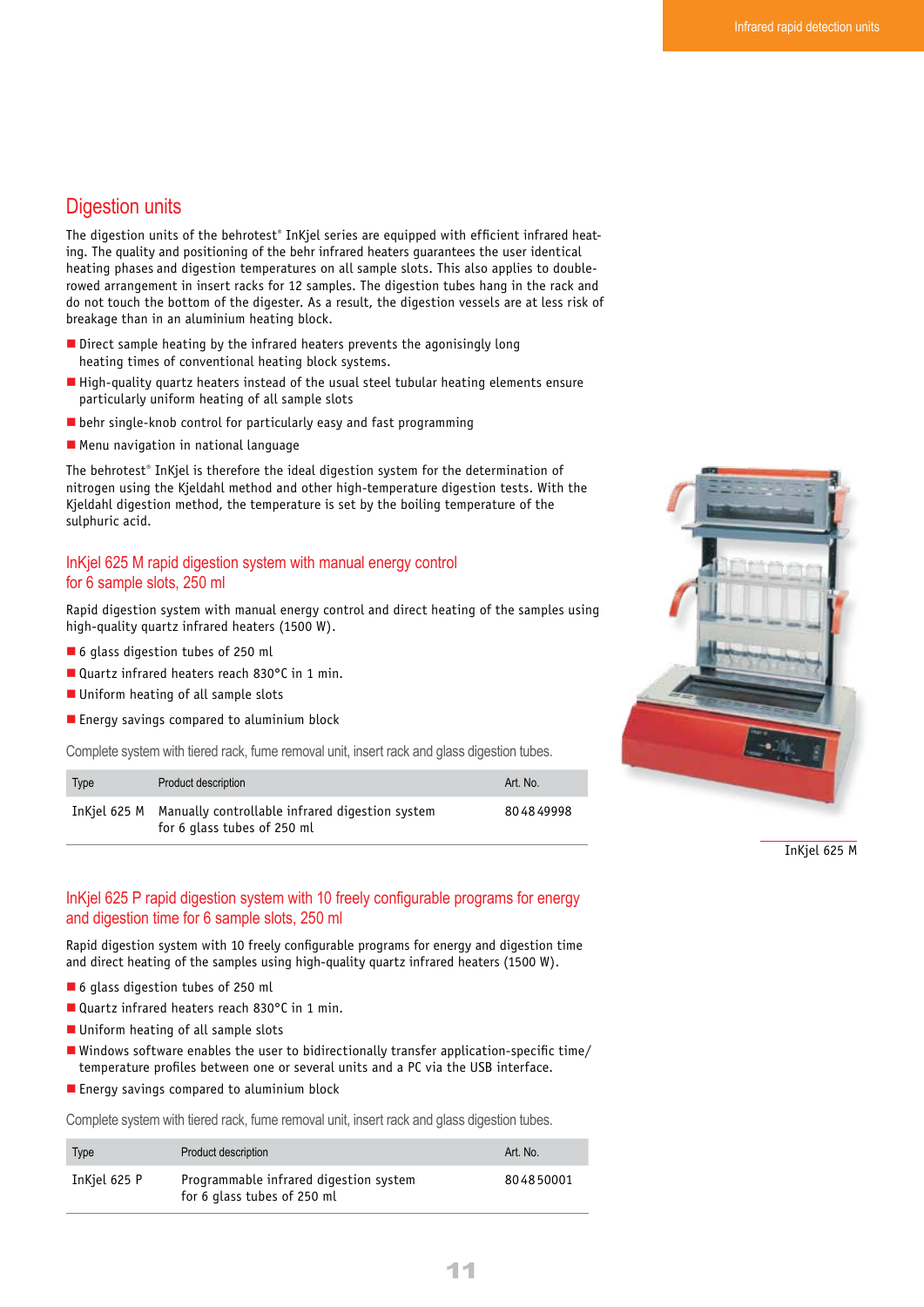## Digestion units

The digestion units of the behrotest® InKjel series are equipped with efficient infrared heating. The quality and positioning of the behr infrared heaters guarantees the user identical heating phases and digestion temperatures on all sample slots. This also applies to double-rowed arrangement in insert racks for 12 samples. The digestion tubes hang in the rack and do not touch the bottom of the digester. As a result, the digestion vessels are at less risk of breakage than in an aluminium heating block.

- Direct sample heating by the infrared heaters prevents the agonisingly long heating times of conventional heating block systems.
- High-quality quartz heaters instead of the usual steel tubular heating elements ensure particularly uniform heating of all sample slots
- behr single-knob control for particularly easy and fast programming
- Menu navigation in national language

The behrotest® InKjel is therefore the ideal digestion system for the determination of nitrogen using the Kjeldahl method and other high-temperature digestion tests. With the Kjeldahl digestion method, the temperature is set by the boiling temperature of the sulphuric acid.

### InKjel 625 M rapid digestion system with manual energy control for 6 sample slots, 250 ml

Rapid digestion system with manual energy control and direct heating of the samples using high-quality quartz infrared heaters (1500 W).

- 6 glass digestion tubes of 250 ml
- Quartz infrared heaters reach 830°C in 1 min.
- Uniform heating of all sample slots
- Energy savings compared to aluminium block

Complete system with tiered rack, fume removal unit, insert rack and glass digestion tubes.

| Type | Product description | Art. No. |
|---|---|---|
| InKjel 625 M | Manually controllable infrared digestion system for 6 glass tubes of 250 ml | 80 48 49998 |

InKjel 625 M

### InKjel 625 P rapid digestion system with 10 freely configurable programs for energy and digestion time for 6 sample slots, 250 ml

Rapid digestion system with 10 freely configurable programs for energy and digestion time and direct heating of the samples using high-quality quartz infrared heaters (1500 W).

- 6 glass digestion tubes of 250 ml
- Quartz infrared heaters reach 830°C in 1 min.
- Uniform heating of all sample slots
- Windows software enables the user to bidirectionally transfer application-specific time/temperature profiles between one or several units and a PC via the USB interface.
- Energy savings compared to aluminium block

Complete system with tiered rack, fume removal unit, insert rack and glass digestion tubes.

| Type | Product description | Art. No. |
|---|---|---|
| InKjel 625 P | Programmable infrared digestion system for 6 glass tubes of 250 ml | 80 48 50001 |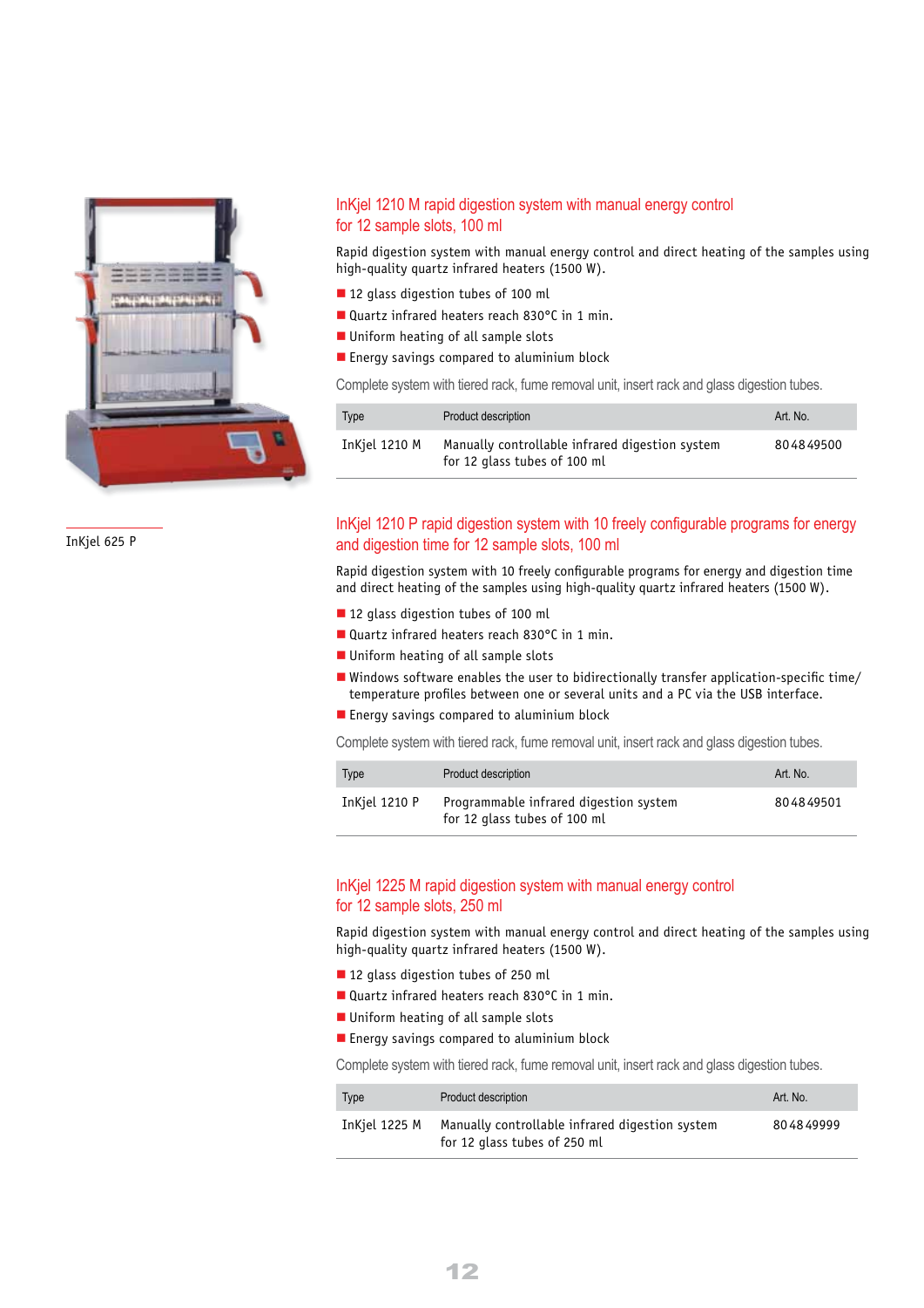InKjel 625 P

## InKjel 1210 M rapid digestion system with manual energy control for 12 sample slots, 100 ml

Rapid digestion system with manual energy control and direct heating of the samples using high-quality quartz infrared heaters (1500 W).

- 12 glass digestion tubes of 100 ml
- Quartz infrared heaters reach 830°C in 1 min.
- Uniform heating of all sample slots
- Energy savings compared to aluminium block

Complete system with tiered rack, fume removal unit, insert rack and glass digestion tubes.

| Type | Product description | Art. No. |
|---|---|---|
| InKjel 1210 M | Manually controllable infrared digestion system for 12 glass tubes of 100 ml | 80 48 49500 |

## InKjel 1210 P rapid digestion system with 10 freely configurable programs for energy and digestion time for 12 sample slots, 100 ml

Rapid digestion system with 10 freely configurable programs for energy and digestion time and direct heating of the samples using high-quality quartz infrared heaters (1500 W).

- 12 glass digestion tubes of 100 ml
- Quartz infrared heaters reach 830°C in 1 min.
- Uniform heating of all sample slots
- Windows software enables the user to bidirectionally transfer application-specific time/temperature profiles between one or several units and a PC via the USB interface.
- Energy savings compared to aluminium block

Complete system with tiered rack, fume removal unit, insert rack and glass digestion tubes.

| Type | Product description | Art. No. |
|---|---|---|
| InKjel 1210 P | Programmable infrared digestion system for 12 glass tubes of 100 ml | 80 48 49501 |

## InKjel 1225 M rapid digestion system with manual energy control for 12 sample slots, 250 ml

Rapid digestion system with manual energy control and direct heating of the samples using high-quality quartz infrared heaters (1500 W).

- 12 glass digestion tubes of 250 ml
- Quartz infrared heaters reach 830°C in 1 min.
- Uniform heating of all sample slots
- Energy savings compared to aluminium block

Complete system with tiered rack, fume removal unit, insert rack and glass digestion tubes.

| Type | Product description | Art. No. |
|---|---|---|
| InKjel 1225 M | Manually controllable infrared digestion system for 12 glass tubes of 250 ml | 80 48 49999 |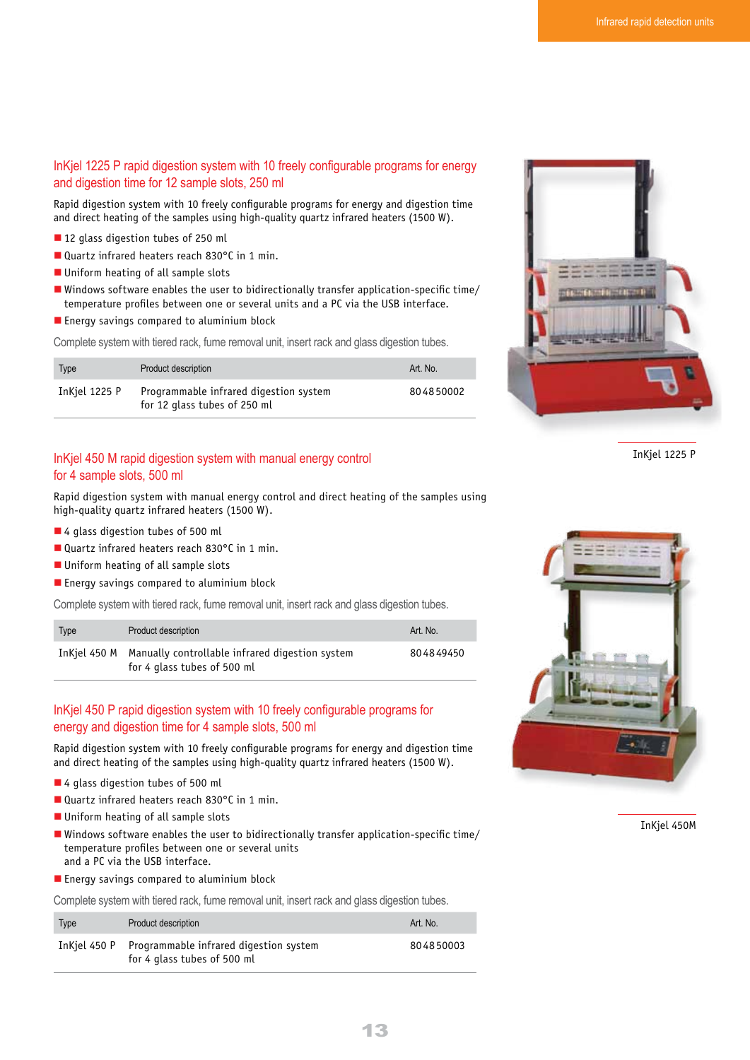## InKjel 1225 P rapid digestion system with 10 freely configurable programs for energy and digestion time for 12 sample slots, 250 ml

Rapid digestion system with 10 freely configurable programs for energy and digestion time and direct heating of the samples using high-quality quartz infrared heaters (1500 W).

- 12 glass digestion tubes of 250 ml
- Quartz infrared heaters reach 830°C in 1 min.
- Uniform heating of all sample slots
- Windows software enables the user to bidirectionally transfer application-specific time/ temperature profiles between one or several units and a PC via the USB interface.
- Energy savings compared to aluminium block

Complete system with tiered rack, fume removal unit, insert rack and glass digestion tubes.

| Type | Product description | Art. No. |
|---|---|---|
| InKjel 1225 P | Programmable infrared digestion system for 12 glass tubes of 250 ml | 80 48 50002 |

InKjel 1225 P

## InKjel 450 M rapid digestion system with manual energy control for 4 sample slots, 500 ml

Rapid digestion system with manual energy control and direct heating of the samples using high-quality quartz infrared heaters (1500 W).

- 4 glass digestion tubes of 500 ml
- Quartz infrared heaters reach 830°C in 1 min.
- Uniform heating of all sample slots
- Energy savings compared to aluminium block

Complete system with tiered rack, fume removal unit, insert rack and glass digestion tubes.

| Type | Product description | Art. No. |
|---|---|---|
| InKjel 450 M | Manually controllable infrared digestion system for 4 glass tubes of 500 ml | 80 48 49450 |

InKjel 450M

## InKjel 450 P rapid digestion system with 10 freely configurable programs for energy and digestion time for 4 sample slots, 500 ml

Rapid digestion system with 10 freely configurable programs for energy and digestion time and direct heating of the samples using high-quality quartz infrared heaters (1500 W).

- 4 glass digestion tubes of 500 ml
- Quartz infrared heaters reach 830°C in 1 min.
- Uniform heating of all sample slots
- Windows software enables the user to bidirectionally transfer application-specific time/ temperature profiles between one or several units and a PC via the USB interface.
- Energy savings compared to aluminium block

Complete system with tiered rack, fume removal unit, insert rack and glass digestion tubes.

| Type | Product description | Art. No. |
|---|---|---|
| InKjel 450 P | Programmable infrared digestion system for 4 glass tubes of 500 ml | 80 48 50003 |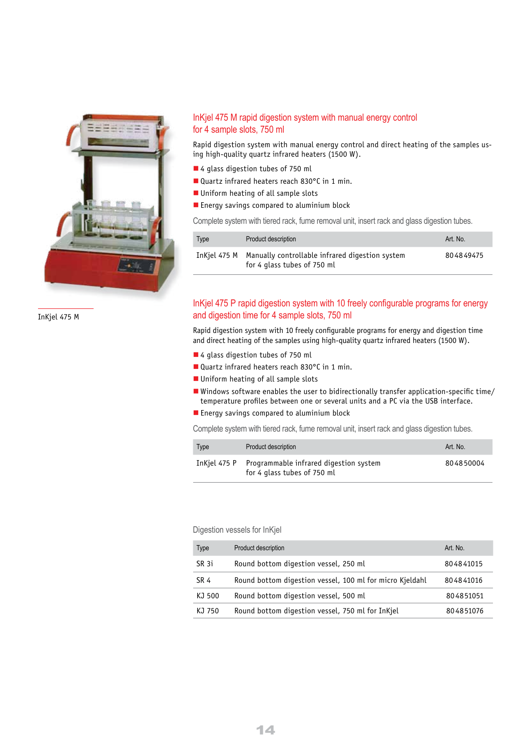InKjel 475 M

## InKjel 475 M rapid digestion system with manual energy control for 4 sample slots, 750 ml

Rapid digestion system with manual energy control and direct heating of the samples using high-quality quartz infrared heaters (1500 W).

- 4 glass digestion tubes of 750 ml
- Quartz infrared heaters reach 830°C in 1 min.
- Uniform heating of all sample slots
- Energy savings compared to aluminium block

Complete system with tiered rack, fume removal unit, insert rack and glass digestion tubes.

| Type | Product description | Art. No. |
|---|---|---|
| InKjel 475 M | Manually controllable infrared digestion system for 4 glass tubes of 750 ml | 80484947​5 |

## InKjel 475 P rapid digestion system with 10 freely configurable programs for energy and digestion time for 4 sample slots, 750 ml

Rapid digestion system with 10 freely configurable programs for energy and digestion time and direct heating of the samples using high-quality quartz infrared heaters (1500 W).

- 4 glass digestion tubes of 750 ml
- Quartz infrared heaters reach 830°C in 1 min.
- Uniform heating of all sample slots
- Windows software enables the user to bidirectionally transfer application-specific time/temperature profiles between one or several units and a PC via the USB interface.
- Energy savings compared to aluminium block

Complete system with tiered rack, fume removal unit, insert rack and glass digestion tubes.

| Type | Product description | Art. No. |
|---|---|---|
| InKjel 475 P | Programmable infrared digestion system for 4 glass tubes of 750 ml | 804850004 |

Digestion vessels for InKjel

| Type | Product description | Art. No. |
|---|---|---|
| SR 3i | Round bottom digestion vessel, 250 ml | 804841015 |
| SR 4 | Round bottom digestion vessel, 100 ml for micro Kjeldahl | 804841016 |
| KJ 500 | Round bottom digestion vessel, 500 ml | 804851051 |
| KJ 750 | Round bottom digestion vessel, 750 ml for InKjel | 804851076 |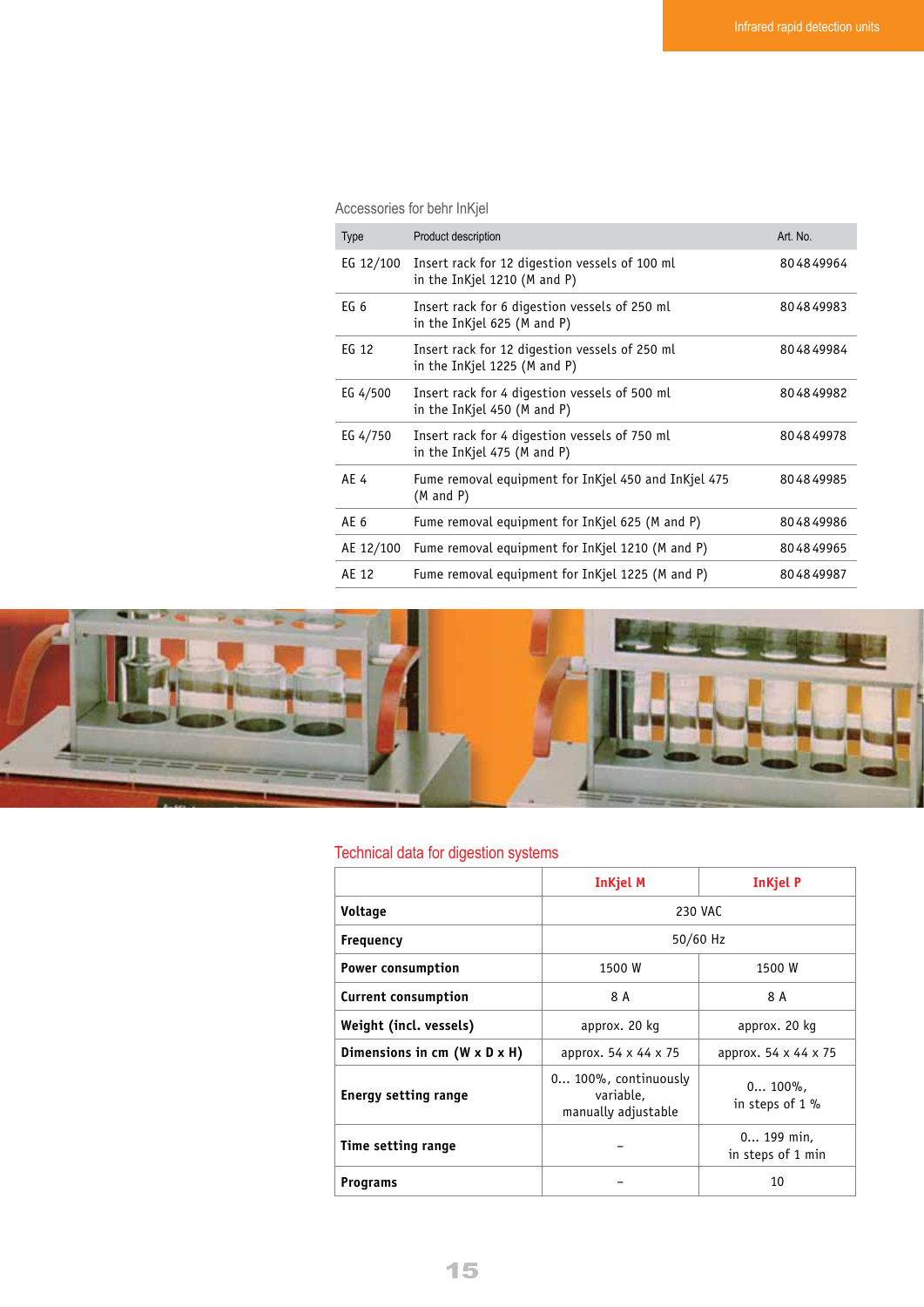## Accessories for behr InKjel

| Type | Product description | Art. No. |
|---|---|---|
| EG 12/100 | Insert rack for 12 digestion vessels of 100 ml in the InKjel 1210 (M and P) | 80 48 49964 |
| EG 6 | Insert rack for 6 digestion vessels of 250 ml in the InKjel 625 (M and P) | 80 48 49983 |
| EG 12 | Insert rack for 12 digestion vessels of 250 ml in the InKjel 1225 (M and P) | 80 48 49984 |
| EG 4/500 | Insert rack for 4 digestion vessels of 500 ml in the InKjel 450 (M and P) | 80 48 49982 |
| EG 4/750 | Insert rack for 4 digestion vessels of 750 ml in the InKjel 475 (M and P) | 80 48 49978 |
| AE 4 | Fume removal equipment for InKjel 450 and InKjel 475 (M and P) | 80 48 49985 |
| AE 6 | Fume removal equipment for InKjel 625 (M and P) | 80 48 49986 |
| AE 12/100 | Fume removal equipment for InKjel 1210 (M and P) | 80 48 49965 |
| AE 12 | Fume removal equipment for InKjel 1225 (M and P) | 80 48 49987 |

## Technical data for digestion systems

| | InKjel M | InKjel P |
|---|---|---|
| **Voltage** | 230 VAC | |
| **Frequency** | 50/60 Hz | |
| **Power consumption** | 1500 W | 1500 W |
| **Current consumption** | 8 A | 8 A |
| **Weight (incl. vessels)** | approx. 20 kg | approx. 20 kg |
| **Dimensions in cm (W x D x H)** | approx. 54 x 44 x 75 | approx. 54 x 44 x 75 |
| **Energy setting range** | 0... 100%, continuously variable, manually adjustable | 0... 100%, in steps of 1 % |
| **Time setting range** | – | 0... 199 min, in steps of 1 min |
| **Programs** | – | 10 |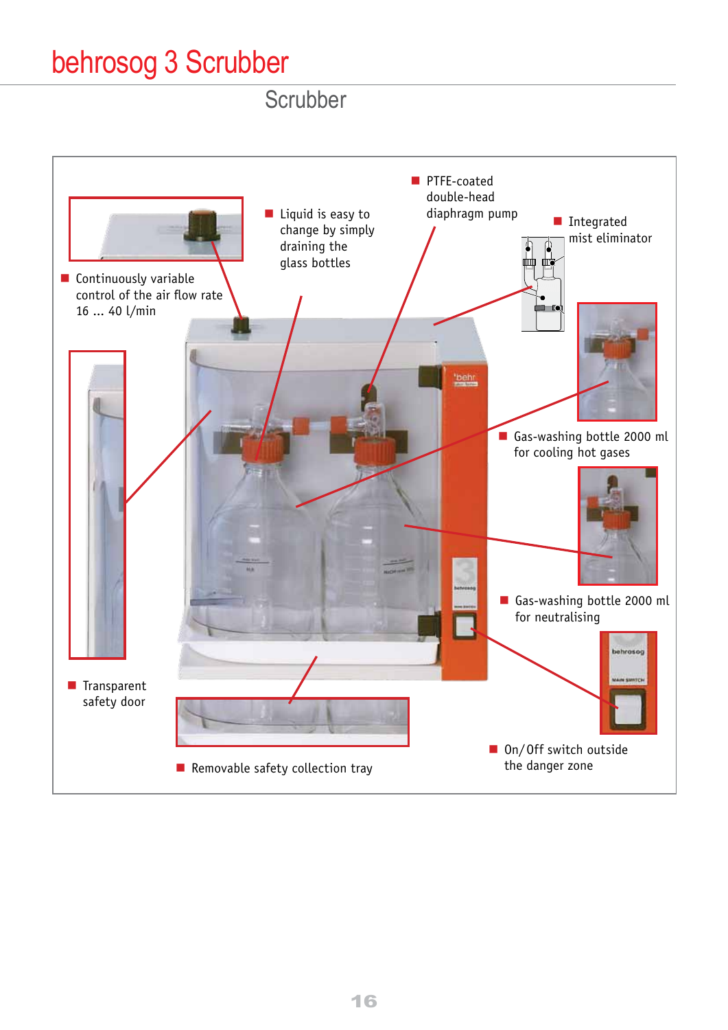# behrosog 3 Scrubber

## Scrubber

- Continuously variable control of the air flow rate 16 ... 40 l/min
- Liquid is easy to change by simply draining the glass bottles
- PTFE-coated double-head diaphragm pump
- Integrated mist eliminator
- Gas-washing bottle 2000 ml for cooling hot gases
- Gas-washing bottle 2000 ml for neutralising
- Transparent safety door
- Removable safety collection tray
- On/Off switch outside the danger zone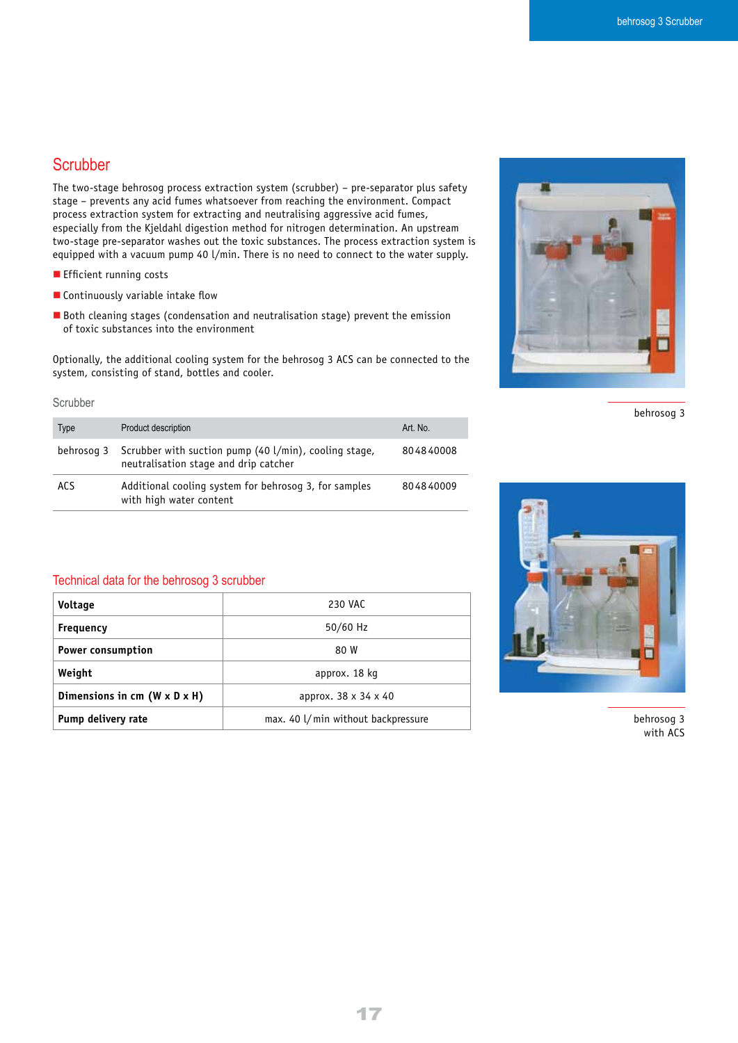## Scrubber

The two-stage behrosog process extraction system (scrubber) – pre-separator plus safety stage – prevents any acid fumes whatsoever from reaching the environment. Compact process extraction system for extracting and neutralising aggressive acid fumes, especially from the Kjeldahl digestion method for nitrogen determination. An upstream two-stage pre-separator washes out the toxic substances. The process extraction system is equipped with a vacuum pump 40 l/min. There is no need to connect to the water supply.

- Efficient running costs
- Continuously variable intake flow
- Both cleaning stages (condensation and neutralisation stage) prevent the emission of toxic substances into the environment

Optionally, the additional cooling system for the behrosog 3 ACS can be connected to the system, consisting of stand, bottles and cooler.

### Scrubber

| Type | Product description | Art. No. |
|---|---|---|
| behrosog 3 | Scrubber with suction pump (40 l/min), cooling stage, neutralisation stage and drip catcher | 80 48 40008 |
| ACS | Additional cooling system for behrosog 3, for samples with high water content | 80 48 40009 |

### Technical data for the behrosog 3 scrubber

| | |
|---|---|
| **Voltage** | 230 VAC |
| **Frequency** | 50/60 Hz |
| **Power consumption** | 80 W |
| **Weight** | approx. 18 kg |
| **Dimensions in cm (W x D x H)** | approx. 38 x 34 x 40 |
| **Pump delivery rate** | max. 40 l/min without backpressure |

behrosog 3

behrosog 3 with ACS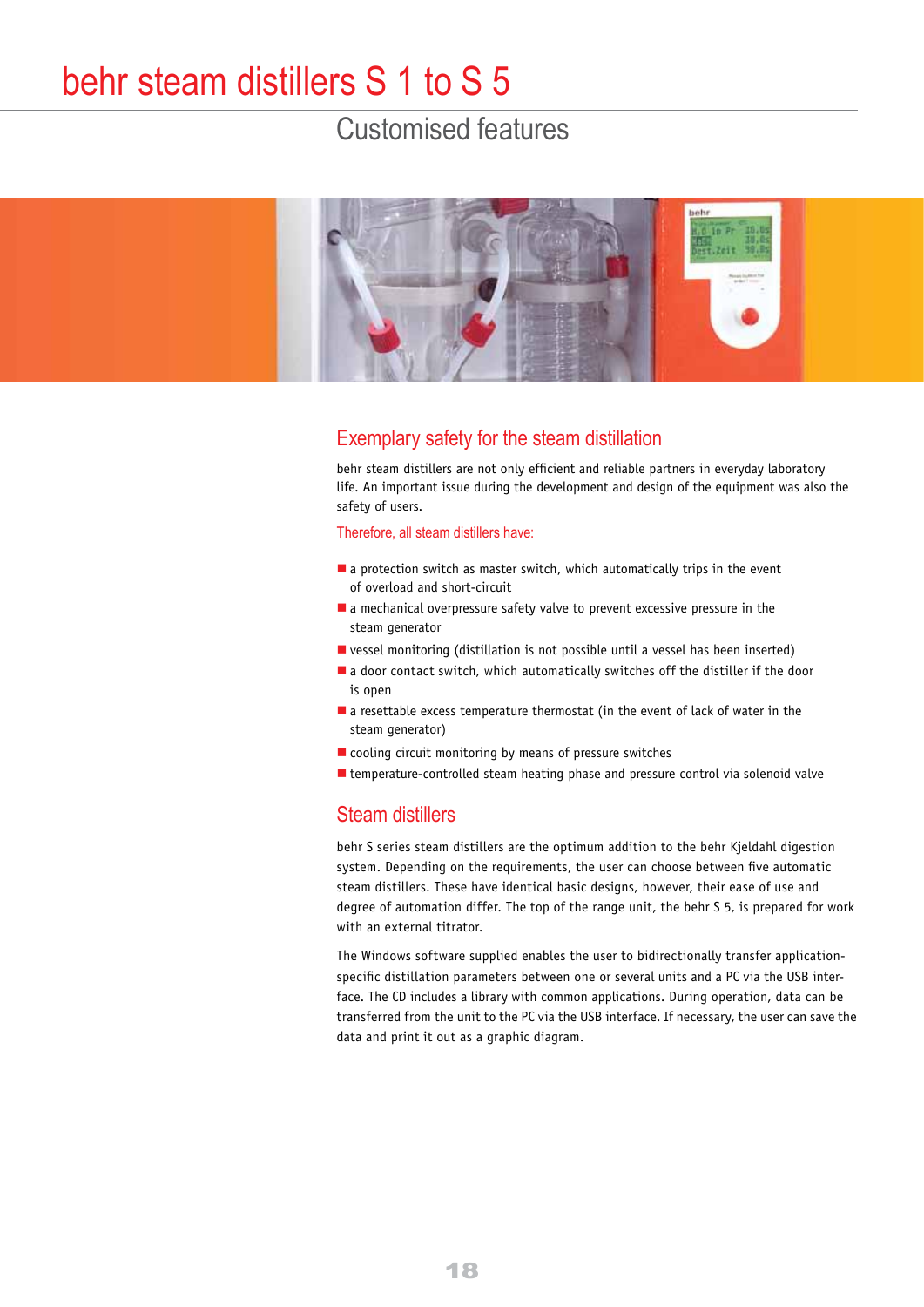# behr steam distillers S 1 to S 5

## Customised features

### Exemplary safety for the steam distillation

behr steam distillers are not only efficient and reliable partners in everyday laboratory life. An important issue during the development and design of the equipment was also the safety of users.

Therefore, all steam distillers have:

- a protection switch as master switch, which automatically trips in the event of overload and short-circuit
- a mechanical overpressure safety valve to prevent excessive pressure in the steam generator
- vessel monitoring (distillation is not possible until a vessel has been inserted)
- a door contact switch, which automatically switches off the distiller if the door is open
- a resettable excess temperature thermostat (in the event of lack of water in the steam generator)
- cooling circuit monitoring by means of pressure switches
- temperature-controlled steam heating phase and pressure control via solenoid valve

### Steam distillers

behr S series steam distillers are the optimum addition to the behr Kjeldahl digestion system. Depending on the requirements, the user can choose between five automatic steam distillers. These have identical basic designs, however, their ease of use and degree of automation differ. The top of the range unit, the behr S 5, is prepared for work with an external titrator.

The Windows software supplied enables the user to bidirectionally transfer application-specific distillation parameters between one or several units and a PC via the USB interface. The CD includes a library with common applications. During operation, data can be transferred from the unit to the PC via the USB interface. If necessary, the user can save the data and print it out as a graphic diagram.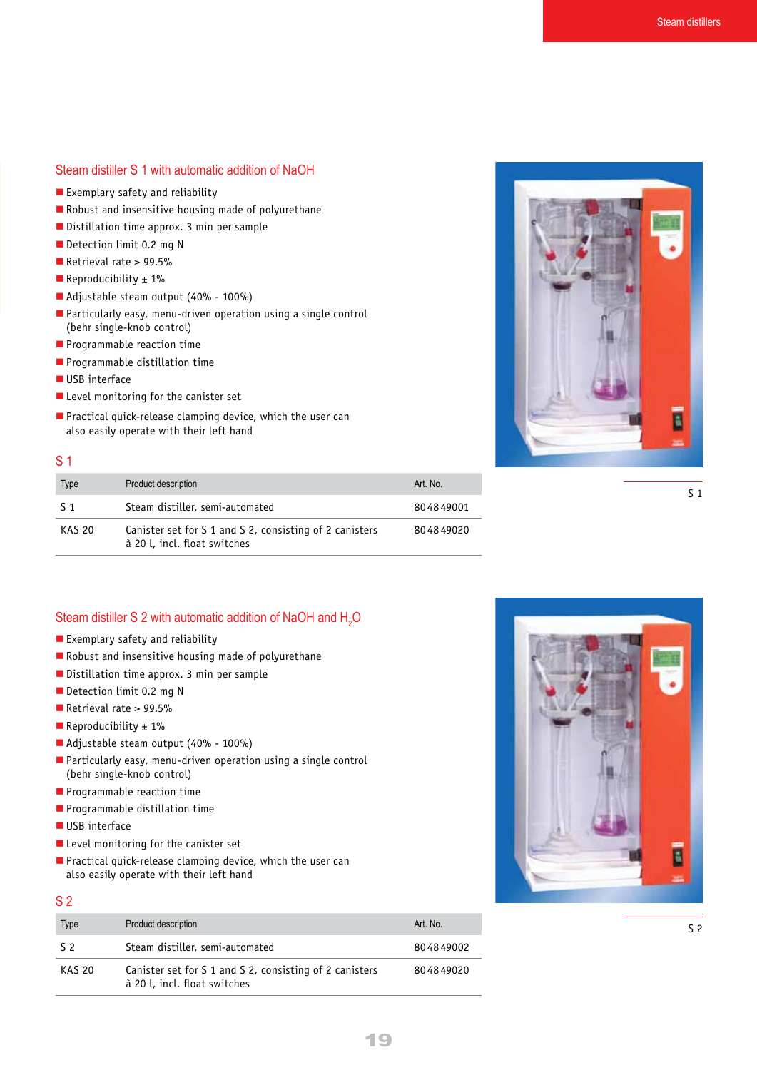## Steam distiller S 1 with automatic addition of NaOH

- Exemplary safety and reliability
- Robust and insensitive housing made of polyurethane
- Distillation time approx. 3 min per sample
- Detection limit 0.2 mg N
- Retrieval rate > 99.5%
- Reproducibility ± 1%
- Adjustable steam output (40% - 100%)
- Particularly easy, menu-driven operation using a single control (behr single-knob control)
- Programmable reaction time
- Programmable distillation time
- USB interface
- Level monitoring for the canister set
- Practical quick-release clamping device, which the user can also easily operate with their left hand

### S 1

| Type | Product description | Art. No. |
|---|---|---|
| S 1 | Steam distiller, semi-automated | 80 48 49001 |
| KAS 20 | Canister set for S 1 and S 2, consisting of 2 canisters à 20 l, incl. float switches | 80 48 49020 |

S 1

## Steam distiller S 2 with automatic addition of NaOH and $H_2O$

- Exemplary safety and reliability
- Robust and insensitive housing made of polyurethane
- Distillation time approx. 3 min per sample
- Detection limit 0.2 mg N
- Retrieval rate > 99.5%
- Reproducibility ± 1%
- Adjustable steam output (40% - 100%)
- Particularly easy, menu-driven operation using a single control (behr single-knob control)
- Programmable reaction time
- Programmable distillation time
- USB interface
- Level monitoring for the canister set
- Practical quick-release clamping device, which the user can also easily operate with their left hand

### S 2

| Type | Product description | Art. No. |
|---|---|---|
| S 2 | Steam distiller, semi-automated | 80 48 49002 |
| KAS 20 | Canister set for S 1 and S 2, consisting of 2 canisters à 20 l, incl. float switches | 80 48 49020 |

S 2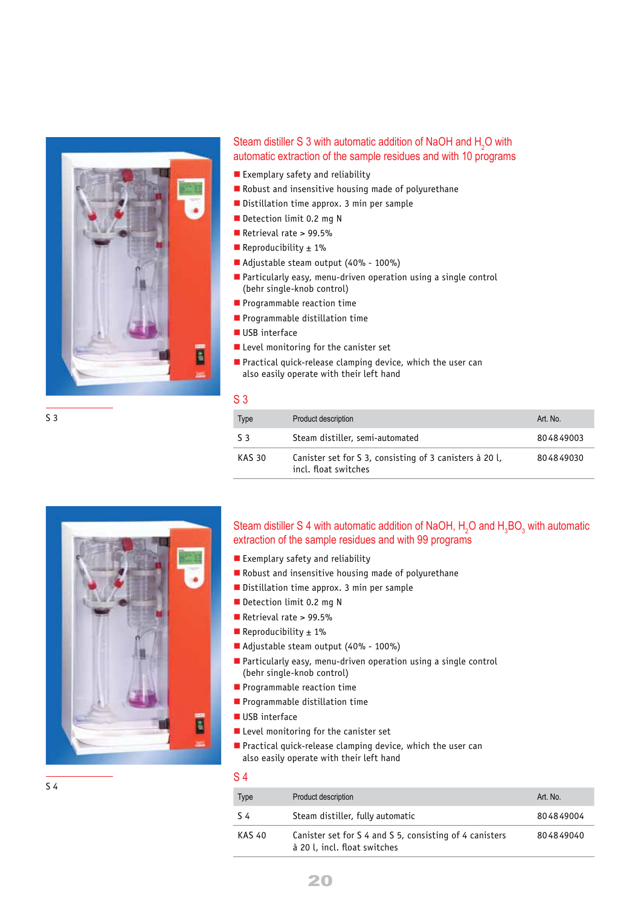S 3

## Steam distiller S 3 with automatic addition of NaOH and $H_2O$ with automatic extraction of the sample residues and with 10 programs

- Exemplary safety and reliability
- Robust and insensitive housing made of polyurethane
- Distillation time approx. 3 min per sample
- Detection limit 0.2 mg N
- Retrieval rate > 99.5%
- Reproducibility ± 1%
- Adjustable steam output (40% - 100%)
- Particularly easy, menu-driven operation using a single control (behr single-knob control)
- Programmable reaction time
- Programmable distillation time
- USB interface
- Level monitoring for the canister set
- Practical quick-release clamping device, which the user can also easily operate with their left hand

### S 3

| Type | Product description | Art. No. |
|---|---|---|
| S 3 | Steam distiller, semi-automated | 80484 9003 |
| KAS 30 | Canister set for S 3, consisting of 3 canisters à 20 l, incl. float switches | 80484 9030 |

S 4

## Steam distiller S 4 with automatic addition of NaOH, $H_2O$ and $H_3BO_3$ with automatic extraction of the sample residues and with 99 programs

- Exemplary safety and reliability
- Robust and insensitive housing made of polyurethane
- Distillation time approx. 3 min per sample
- Detection limit 0.2 mg N
- Retrieval rate > 99.5%
- Reproducibility ± 1%
- Adjustable steam output (40% - 100%)
- Particularly easy, menu-driven operation using a single control (behr single-knob control)
- Programmable reaction time
- Programmable distillation time
- USB interface
- Level monitoring for the canister set
- Practical quick-release clamping device, which the user can also easily operate with their left hand

### S 4

| Type | Product description | Art. No. |
|---|---|---|
| S 4 | Steam distiller, fully automatic | 80484 9004 |
| KAS 40 | Canister set for S 4 and S 5, consisting of 4 canisters à 20 l, incl. float switches | 80484 9040 |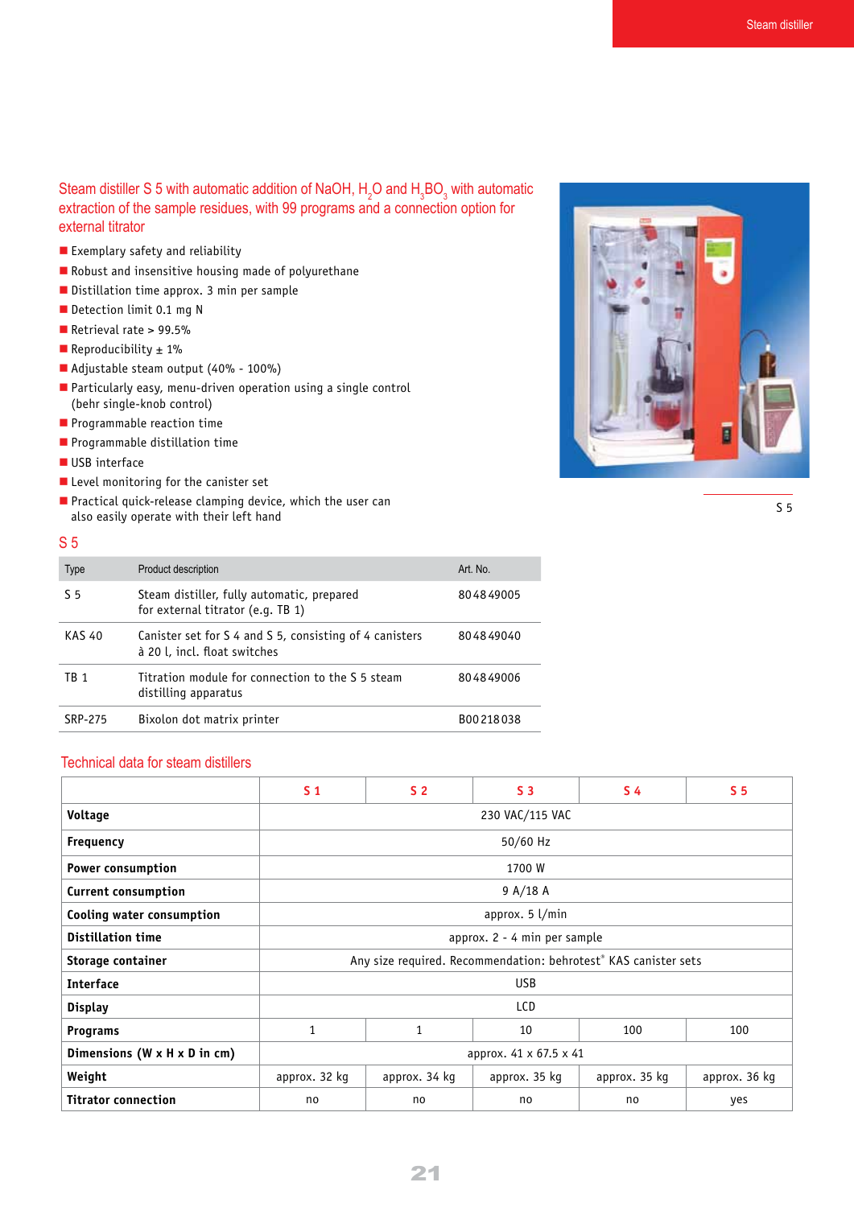## Steam distiller S 5 with automatic addition of NaOH, $H_2O$ and $H_3BO_3$ with automatic extraction of the sample residues, with 99 programs and a connection option for external titrator

- Exemplary safety and reliability
- Robust and insensitive housing made of polyurethane
- Distillation time approx. 3 min per sample
- Detection limit 0.1 mg N
- Retrieval rate > 99.5%
- Reproducibility ± 1%
- Adjustable steam output (40% - 100%)
- Particularly easy, menu-driven operation using a single control (behr single-knob control)
- Programmable reaction time
- Programmable distillation time
- USB interface
- Level monitoring for the canister set
- Practical quick-release clamping device, which the user can also easily operate with their left hand

S 5

### S 5

| Type | Product description | Art. No. |
|---|---|---|
| S 5 | Steam distiller, fully automatic, prepared for external titrator (e.g. TB 1) | 80 48 49005 |
| KAS 40 | Canister set for S 4 and S 5, consisting of 4 canisters à 20 l, incl. float switches | 80 48 49040 |
| TB 1 | Titration module for connection to the S 5 steam distilling apparatus | 80 48 49006 |
| SRP-275 | Bixolon dot matrix printer | B00 218 038 |

### Technical data for steam distillers

| | S 1 | S 2 | S 3 | S 4 | S 5 |
|---|---|---|---|---|---|
| **Voltage** | 230 VAC/115 VAC | | | | |
| **Frequency** | 50/60 Hz | | | | |
| **Power consumption** | 1700 W | | | | |
| **Current consumption** | 9 A/18 A | | | | |
| **Cooling water consumption** | approx. 5 l/min | | | | |
| **Distillation time** | approx. 2 - 4 min per sample | | | | |
| **Storage container** | Any size required. Recommendation: behrotest® KAS canister sets | | | | |
| **Interface** | USB | | | | |
| **Display** | LCD | | | | |
| **Programs** | 1 | 1 | 10 | 100 | 100 |
| **Dimensions (W x H x D in cm)** | approx. 41 x 67.5 x 41 | | | | |
| **Weight** | approx. 32 kg | approx. 34 kg | approx. 35 kg | approx. 35 kg | approx. 36 kg |
| **Titrator connection** | no | no | no | no | yes |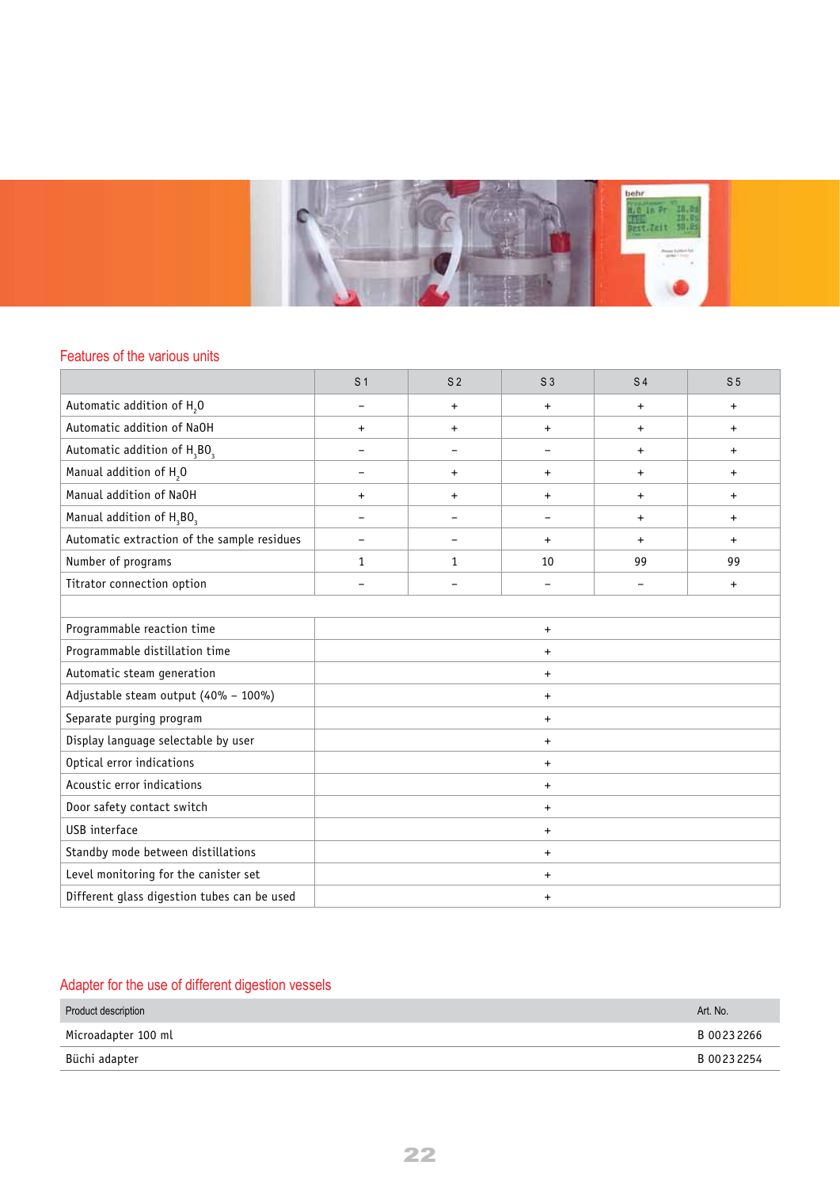## Features of the various units

| | S 1 | S 2 | S 3 | S 4 | S 5 |
|---|---|---|---|---|---|
| Automatic addition of $H_2O$ | – | + | + | + | + |
| Automatic addition of NaOH | + | + | + | + | + |
| Automatic addition of $H_3BO_3$ | – | – | – | + | + |
| Manual addition of $H_2O$ | – | + | + | + | + |
| Manual addition of NaOH | + | + | + | + | + |
| Manual addition of $H_3BO_3$ | – | – | – | + | + |
| Automatic extraction of the sample residues | – | – | + | + | + |
| Number of programs | 1 | 1 | 10 | 99 | 99 |
| Titrator connection option | – | – | – | – | + |
| | | | | | |
| Programmable reaction time | | | + | | |
| Programmable distillation time | | | + | | |
| Automatic steam generation | | | + | | |
| Adjustable steam output (40% – 100%) | | | + | | |
| Separate purging program | | | + | | |
| Display language selectable by user | | | + | | |
| Optical error indications | | | + | | |
| Acoustic error indications | | | + | | |
| Door safety contact switch | | | + | | |
| USB interface | | | + | | |
| Standby mode between distillations | | | + | | |
| Level monitoring for the canister set | | | + | | |
| Different glass digestion tubes can be used | | | + | | |

## Adapter for the use of different digestion vessels

| Product description | Art. No. |
|---|---|
| Microadapter 100 ml | B 0023 2266 |
| Büchi adapter | B 0023 2254 |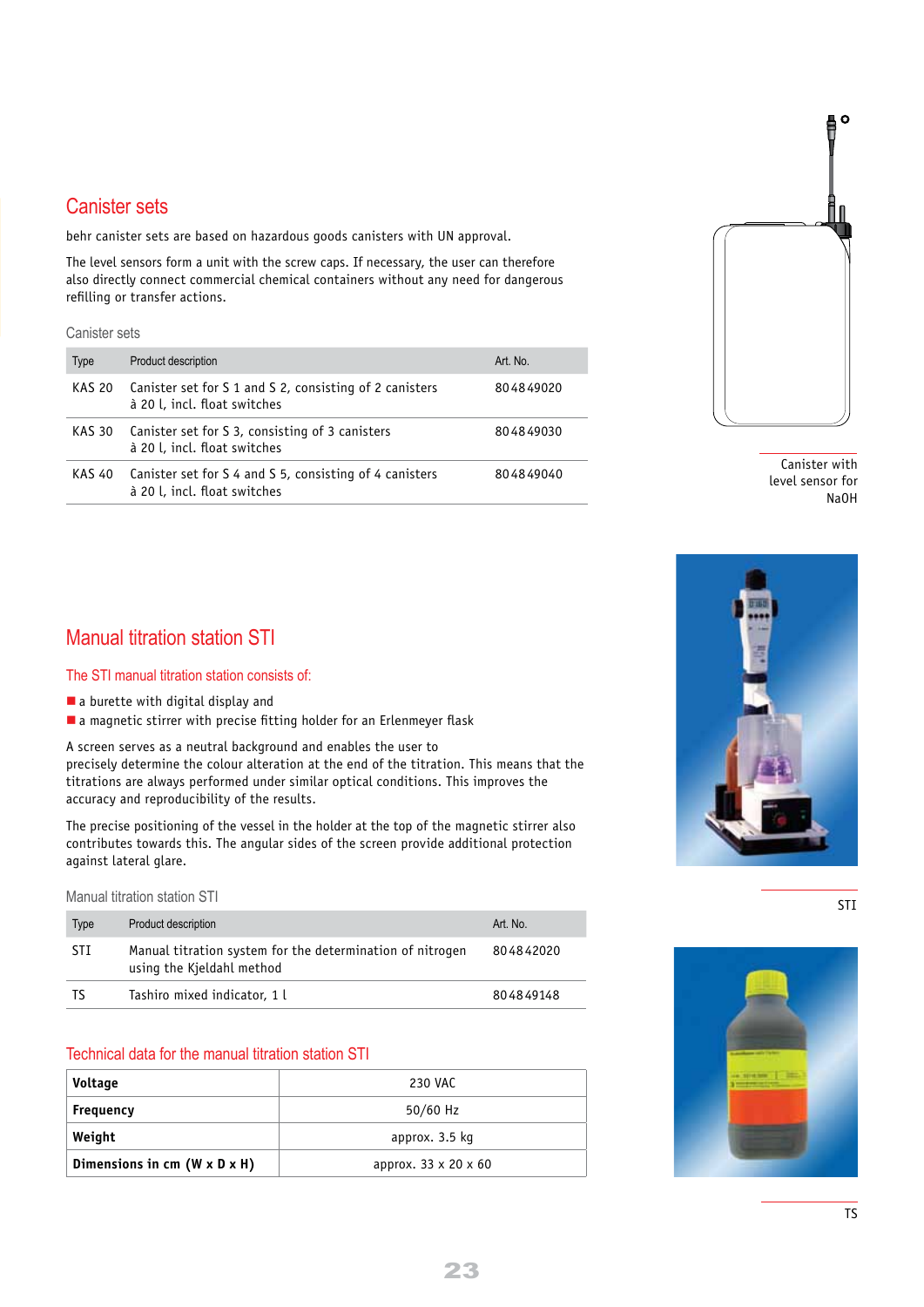## Canister sets

behr canister sets are based on hazardous goods canisters with UN approval.

The level sensors form a unit with the screw caps. If necessary, the user can therefore also directly connect commercial chemical containers without any need for dangerous refilling or transfer actions.

Canister sets

| Type | Product description | Art. No. |
|---|---|---|
| KAS 20 | Canister set for S 1 and S 2, consisting of 2 canisters à 20 l, incl. float switches | 80484 9020 |
| KAS 30 | Canister set for S 3, consisting of 3 canisters à 20 l, incl. float switches | 80484 9030 |
| KAS 40 | Canister set for S 4 and S 5, consisting of 4 canisters à 20 l, incl. float switches | 80484 9040 |

Canister with level sensor for NaOH

## Manual titration station STI

### The STI manual titration station consists of:

- a burette with digital display and
- a magnetic stirrer with precise fitting holder for an Erlenmeyer flask

A screen serves as a neutral background and enables the user to precisely determine the colour alteration at the end of the titration. This means that the titrations are always performed under similar optical conditions. This improves the accuracy and reproducibility of the results.

The precise positioning of the vessel in the holder at the top of the magnetic stirrer also contributes towards this. The angular sides of the screen provide additional protection against lateral glare.

Manual titration station STI

| Type | Product description | Art. No. |
|---|---|---|
| STI | Manual titration system for the determination of nitrogen using the Kjeldahl method | 80484 2020 |
| TS | Tashiro mixed indicator, 1 l | 80484 9148 |

STI

### Technical data for the manual titration station STI

| | |
|---|---|
| **Voltage** | 230 VAC |
| **Frequency** | 50/60 Hz |
| **Weight** | approx. 3.5 kg |
| **Dimensions in cm (W x D x H)** | approx. 33 x 20 x 60 |

TS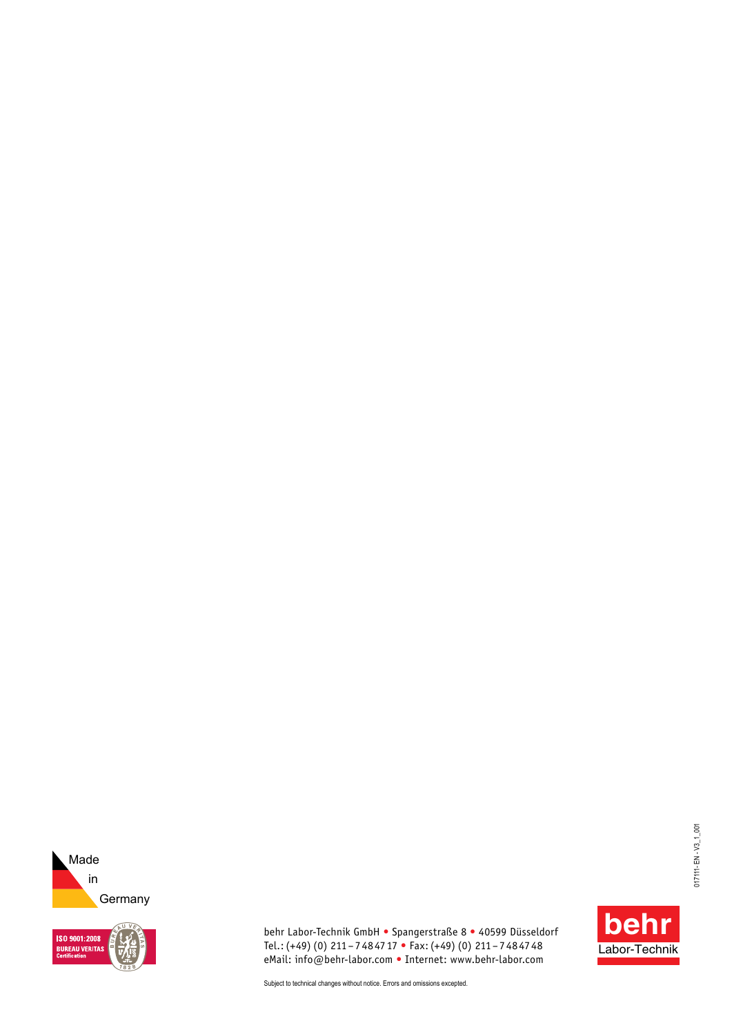Made
in
Germany

ISO 9001:2008
BUREAU VERITAS
Certification

behr Labor-Technik GmbH • Spangerstraße 8 • 40599 Düsseldorf
Tel.: (+49) (0) 211 – 7 48 47 17 • Fax: (+49) (0) 211 – 7 48 47 48
eMail: info@behr-labor.com • Internet: www.behr-labor.com

behr
Labor-Technik

017111-EN-V3_1_001

Subject to technical changes without notice. Errors and omissions excepted.